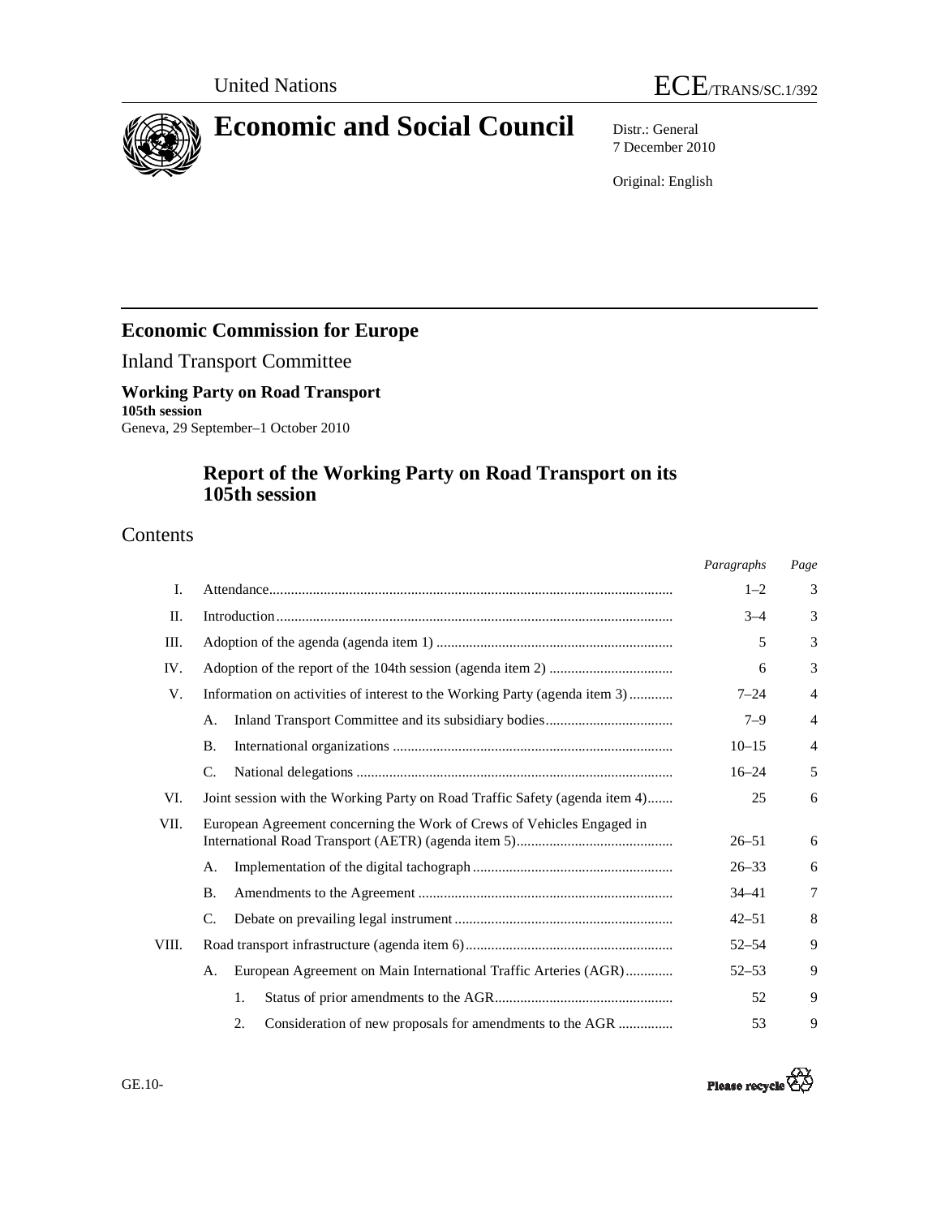United Nations

ECE/TRANS/SC.1/392

# Economic and Social Council

Distr.: General
7 December 2010

Original: English

## Economic Commission for Europe

Inland Transport Committee

**Working Party on Road Transport**
**105th session**
Geneva, 29 September–1 October 2010

## Report of the Working Party on Road Transport on its 105th session

## Contents

| | | | | *Paragraphs* | *Page* |
|---|---|---|---|---|---|
| I. | Attendance | | | 1–2 | 3 |
| II. | Introduction | | | 3–4 | 3 |
| III. | Adoption of the agenda (agenda item 1) | | | 5 | 3 |
| IV. | Adoption of the report of the 104th session (agenda item 2) | | | 6 | 3 |
| V. | Information on activities of interest to the Working Party (agenda item 3) | | | 7–24 | 4 |
| | A. | Inland Transport Committee and its subsidiary bodies | | 7–9 | 4 |
| | B. | International organizations | | 10–15 | 4 |
| | C. | National delegations | | 16–24 | 5 |
| VI. | Joint session with the Working Party on Road Traffic Safety (agenda item 4) | | | 25 | 6 |
| VII. | European Agreement concerning the Work of Crews of Vehicles Engaged in International Road Transport (AETR) (agenda item 5) | | | 26–51 | 6 |
| | A. | Implementation of the digital tachograph | | 26–33 | 6 |
| | B. | Amendments to the Agreement | | 34–41 | 7 |
| | C. | Debate on prevailing legal instrument | | 42–51 | 8 |
| VIII. | Road transport infrastructure (agenda item 6) | | | 52–54 | 9 |
| | A. | European Agreement on Main International Traffic Arteries (AGR) | | 52–53 | 9 |
| | | 1. | Status of prior amendments to the AGR | 52 | 9 |
| | | 2. | Consideration of new proposals for amendments to the AGR | 53 | 9 |

GE.10-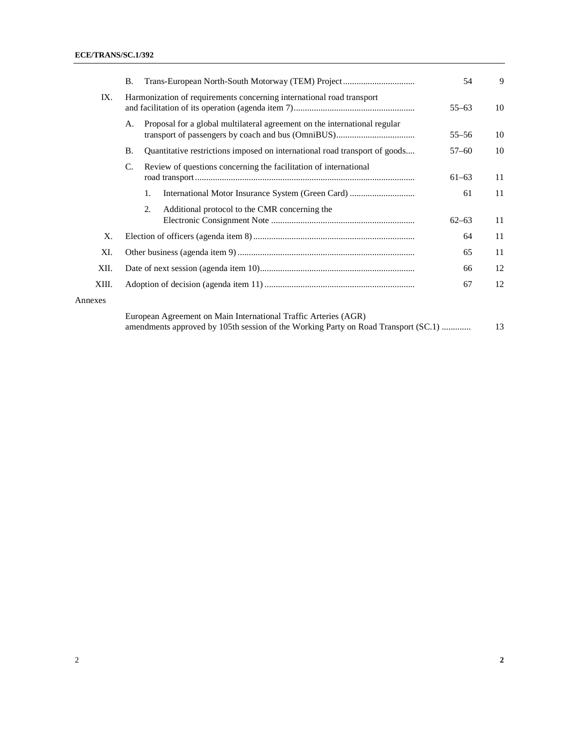| | | | Paragraphs | Page |
|---|---|---|---|---|
| | B. | Trans-European North-South Motorway (TEM) Project | 54 | 9 |
| IX. | Harmonization of requirements concerning international road transport and facilitation of its operation (agenda item 7) | | 55–63 | 10 |
| | A. | Proposal for a global multilateral agreement on the international regular transport of passengers by coach and bus (OmniBUS) | 55–56 | 10 |
| | B. | Quantitative restrictions imposed on international road transport of goods | 57–60 | 10 |
| | C. | Review of questions concerning the facilitation of international road transport | 61–63 | 11 |
| | | 1. International Motor Insurance System (Green Card) | 61 | 11 |
| | | 2. Additional protocol to the CMR concerning the Electronic Consignment Note | 62–63 | 11 |
| X. | Election of officers (agenda item 8) | | 64 | 11 |
| XI. | Other business (agenda item 9) | | 65 | 11 |
| XII. | Date of next session (agenda item 10) | | 66 | 12 |
| XIII. | Adoption of decision (agenda item 11) | | 67 | 12 |

Annexes

| | Page |
|---|---|
| European Agreement on Main International Traffic Arteries (AGR) amendments approved by 105th session of the Working Party on Road Transport (SC.1) | 13 |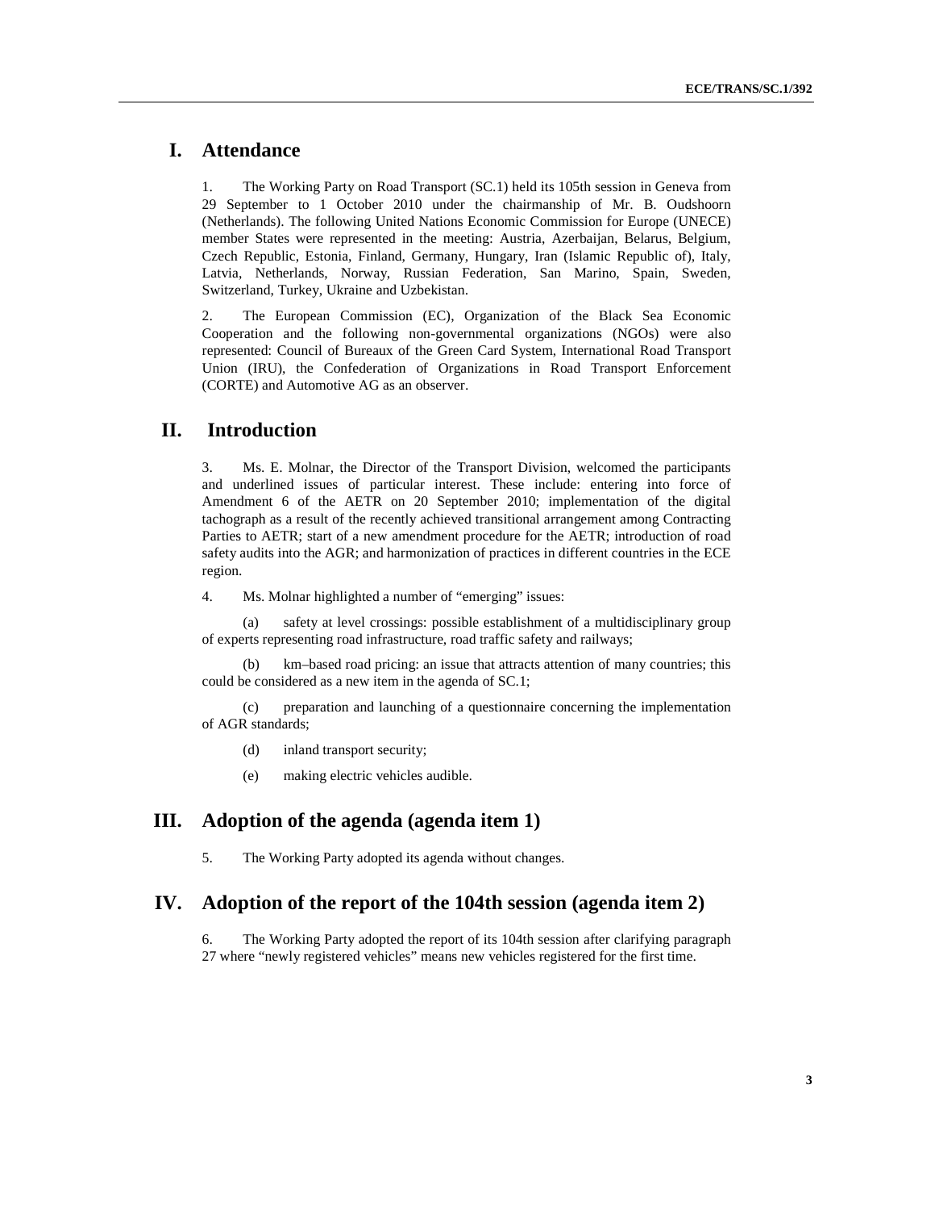# I. Attendance

1. The Working Party on Road Transport (SC.1) held its 105th session in Geneva from 29 September to 1 October 2010 under the chairmanship of Mr. B. Oudshoorn (Netherlands). The following United Nations Economic Commission for Europe (UNECE) member States were represented in the meeting: Austria, Azerbaijan, Belarus, Belgium, Czech Republic, Estonia, Finland, Germany, Hungary, Iran (Islamic Republic of), Italy, Latvia, Netherlands, Norway, Russian Federation, San Marino, Spain, Sweden, Switzerland, Turkey, Ukraine and Uzbekistan.

2. The European Commission (EC), Organization of the Black Sea Economic Cooperation and the following non-governmental organizations (NGOs) were also represented: Council of Bureaux of the Green Card System, International Road Transport Union (IRU), the Confederation of Organizations in Road Transport Enforcement (CORTE) and Automotive AG as an observer.

# II. Introduction

3. Ms. E. Molnar, the Director of the Transport Division, welcomed the participants and underlined issues of particular interest. These include: entering into force of Amendment 6 of the AETR on 20 September 2010; implementation of the digital tachograph as a result of the recently achieved transitional arrangement among Contracting Parties to AETR; start of a new amendment procedure for the AETR; introduction of road safety audits into the AGR; and harmonization of practices in different countries in the ECE region.

4. Ms. Molnar highlighted a number of "emerging" issues:

(a) safety at level crossings: possible establishment of a multidisciplinary group of experts representing road infrastructure, road traffic safety and railways;

(b) km–based road pricing: an issue that attracts attention of many countries; this could be considered as a new item in the agenda of SC.1;

(c) preparation and launching of a questionnaire concerning the implementation of AGR standards;

(d) inland transport security;

(e) making electric vehicles audible.

# III. Adoption of the agenda (agenda item 1)

5. The Working Party adopted its agenda without changes.

# IV. Adoption of the report of the 104th session (agenda item 2)

6. The Working Party adopted the report of its 104th session after clarifying paragraph 27 where "newly registered vehicles" means new vehicles registered for the first time.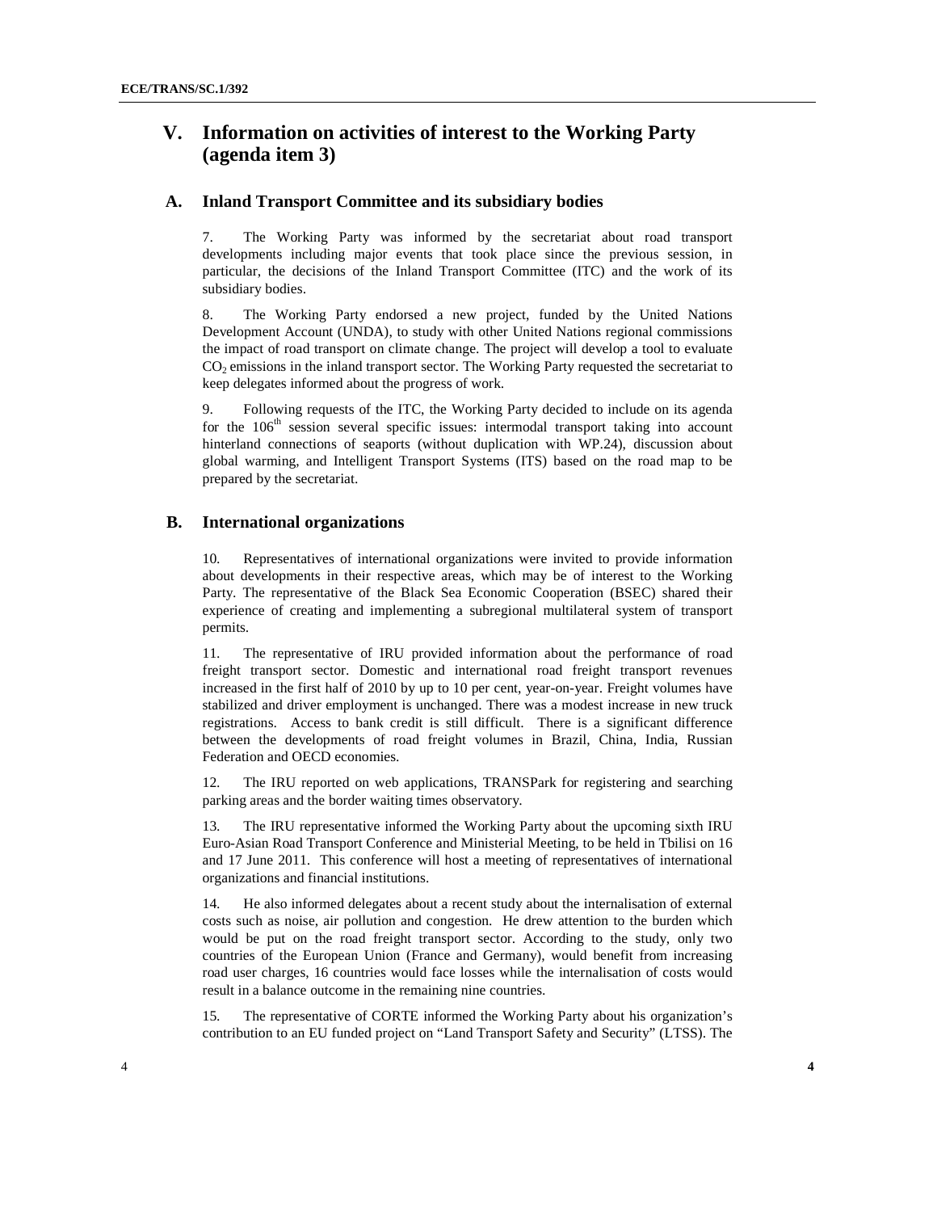# V. Information on activities of interest to the Working Party (agenda item 3)

## A. Inland Transport Committee and its subsidiary bodies

7. The Working Party was informed by the secretariat about road transport developments including major events that took place since the previous session, in particular, the decisions of the Inland Transport Committee (ITC) and the work of its subsidiary bodies.

8. The Working Party endorsed a new project, funded by the United Nations Development Account (UNDA), to study with other United Nations regional commissions the impact of road transport on climate change. The project will develop a tool to evaluate $CO_2$ emissions in the inland transport sector. The Working Party requested the secretariat to keep delegates informed about the progress of work.

9. Following requests of the ITC, the Working Party decided to include on its agenda for the 106th session several specific issues: intermodal transport taking into account hinterland connections of seaports (without duplication with WP.24), discussion about global warming, and Intelligent Transport Systems (ITS) based on the road map to be prepared by the secretariat.

## B. International organizations

10. Representatives of international organizations were invited to provide information about developments in their respective areas, which may be of interest to the Working Party. The representative of the Black Sea Economic Cooperation (BSEC) shared their experience of creating and implementing a subregional multilateral system of transport permits.

11. The representative of IRU provided information about the performance of road freight transport sector. Domestic and international road freight transport revenues increased in the first half of 2010 by up to 10 per cent, year-on-year. Freight volumes have stabilized and driver employment is unchanged. There was a modest increase in new truck registrations. Access to bank credit is still difficult. There is a significant difference between the developments of road freight volumes in Brazil, China, India, Russian Federation and OECD economies.

12. The IRU reported on web applications, TRANSPark for registering and searching parking areas and the border waiting times observatory.

13. The IRU representative informed the Working Party about the upcoming sixth IRU Euro-Asian Road Transport Conference and Ministerial Meeting, to be held in Tbilisi on 16 and 17 June 2011. This conference will host a meeting of representatives of international organizations and financial institutions.

14. He also informed delegates about a recent study about the internalisation of external costs such as noise, air pollution and congestion. He drew attention to the burden which would be put on the road freight transport sector. According to the study, only two countries of the European Union (France and Germany), would benefit from increasing road user charges, 16 countries would face losses while the internalisation of costs would result in a balance outcome in the remaining nine countries.

15. The representative of CORTE informed the Working Party about his organization's contribution to an EU funded project on "Land Transport Safety and Security" (LTSS). The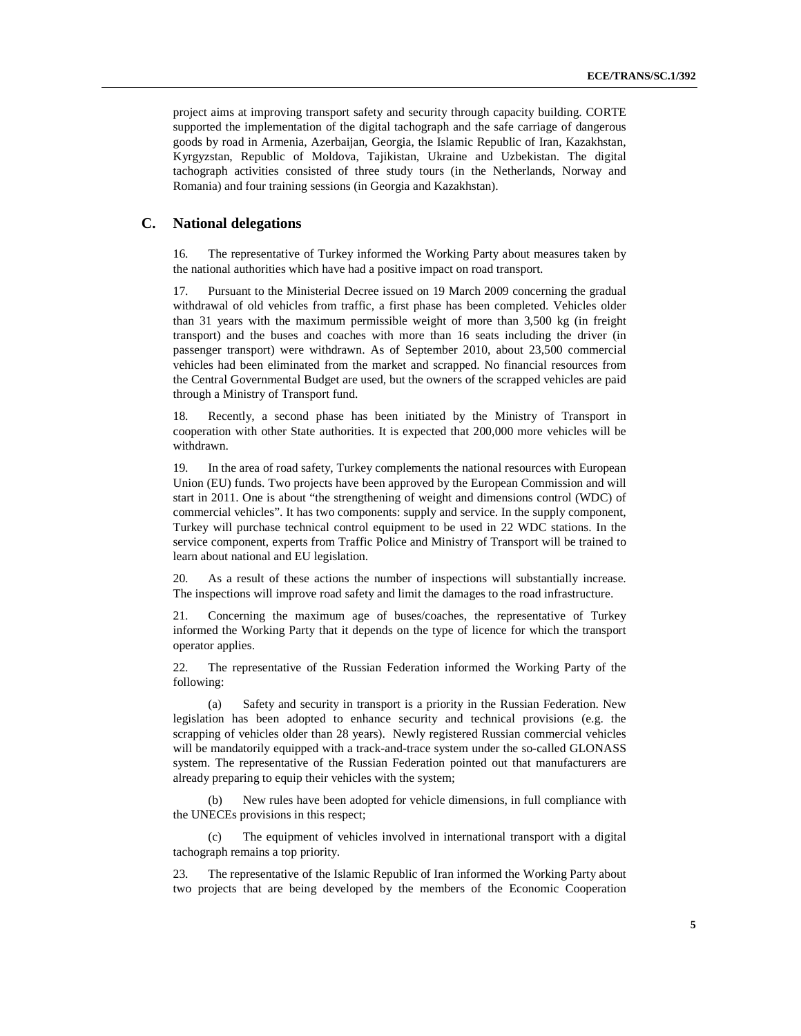project aims at improving transport safety and security through capacity building. CORTE supported the implementation of the digital tachograph and the safe carriage of dangerous goods by road in Armenia, Azerbaijan, Georgia, the Islamic Republic of Iran, Kazakhstan, Kyrgyzstan, Republic of Moldova, Tajikistan, Ukraine and Uzbekistan. The digital tachograph activities consisted of three study tours (in the Netherlands, Norway and Romania) and four training sessions (in Georgia and Kazakhstan).

## C. National delegations

16. The representative of Turkey informed the Working Party about measures taken by the national authorities which have had a positive impact on road transport.

17. Pursuant to the Ministerial Decree issued on 19 March 2009 concerning the gradual withdrawal of old vehicles from traffic, a first phase has been completed. Vehicles older than 31 years with the maximum permissible weight of more than 3,500 kg (in freight transport) and the buses and coaches with more than 16 seats including the driver (in passenger transport) were withdrawn. As of September 2010, about 23,500 commercial vehicles had been eliminated from the market and scrapped. No financial resources from the Central Governmental Budget are used, but the owners of the scrapped vehicles are paid through a Ministry of Transport fund.

18. Recently, a second phase has been initiated by the Ministry of Transport in cooperation with other State authorities. It is expected that 200,000 more vehicles will be withdrawn.

19. In the area of road safety, Turkey complements the national resources with European Union (EU) funds. Two projects have been approved by the European Commission and will start in 2011. One is about "the strengthening of weight and dimensions control (WDC) of commercial vehicles". It has two components: supply and service. In the supply component, Turkey will purchase technical control equipment to be used in 22 WDC stations. In the service component, experts from Traffic Police and Ministry of Transport will be trained to learn about national and EU legislation.

20. As a result of these actions the number of inspections will substantially increase. The inspections will improve road safety and limit the damages to the road infrastructure.

21. Concerning the maximum age of buses/coaches, the representative of Turkey informed the Working Party that it depends on the type of licence for which the transport operator applies.

22. The representative of the Russian Federation informed the Working Party of the following:

(a) Safety and security in transport is a priority in the Russian Federation. New legislation has been adopted to enhance security and technical provisions (e.g. the scrapping of vehicles older than 28 years). Newly registered Russian commercial vehicles will be mandatorily equipped with a track-and-trace system under the so-called GLONASS system. The representative of the Russian Federation pointed out that manufacturers are already preparing to equip their vehicles with the system;

(b) New rules have been adopted for vehicle dimensions, in full compliance with the UNECEs provisions in this respect;

(c) The equipment of vehicles involved in international transport with a digital tachograph remains a top priority.

23. The representative of the Islamic Republic of Iran informed the Working Party about two projects that are being developed by the members of the Economic Cooperation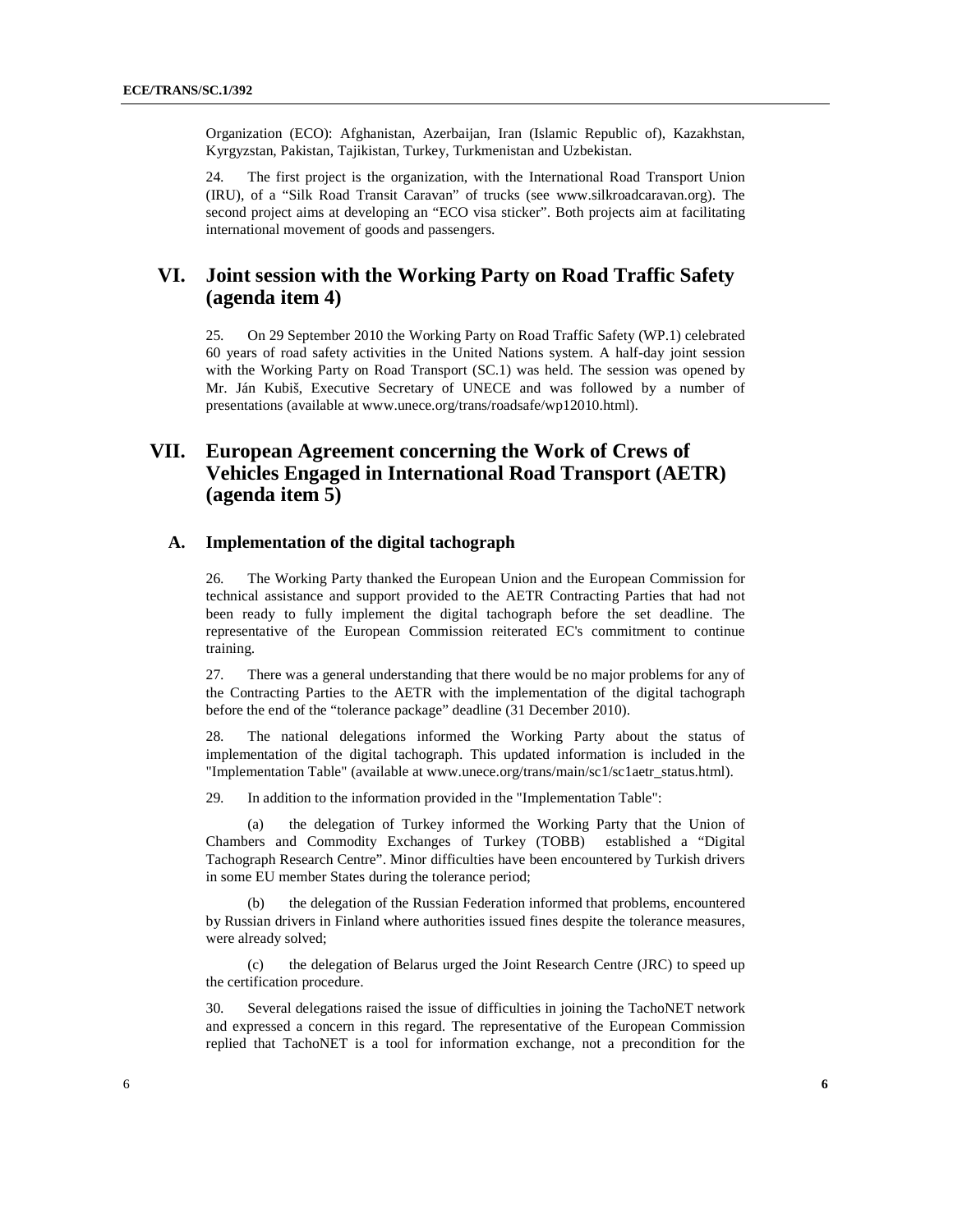Organization (ECO): Afghanistan, Azerbaijan, Iran (Islamic Republic of), Kazakhstan, Kyrgyzstan, Pakistan, Tajikistan, Turkey, Turkmenistan and Uzbekistan.

24. The first project is the organization, with the International Road Transport Union (IRU), of a "Silk Road Transit Caravan" of trucks (see www.silkroadcaravan.org). The second project aims at developing an "ECO visa sticker". Both projects aim at facilitating international movement of goods and passengers.

# VI. Joint session with the Working Party on Road Traffic Safety (agenda item 4)

25. On 29 September 2010 the Working Party on Road Traffic Safety (WP.1) celebrated 60 years of road safety activities in the United Nations system. A half-day joint session with the Working Party on Road Transport (SC.1) was held. The session was opened by Mr. Ján Kubiš, Executive Secretary of UNECE and was followed by a number of presentations (available at www.unece.org/trans/roadsafe/wp12010.html).

# VII. European Agreement concerning the Work of Crews of Vehicles Engaged in International Road Transport (AETR) (agenda item 5)

## A. Implementation of the digital tachograph

26. The Working Party thanked the European Union and the European Commission for technical assistance and support provided to the AETR Contracting Parties that had not been ready to fully implement the digital tachograph before the set deadline. The representative of the European Commission reiterated EC's commitment to continue training.

27. There was a general understanding that there would be no major problems for any of the Contracting Parties to the AETR with the implementation of the digital tachograph before the end of the "tolerance package" deadline (31 December 2010).

28. The national delegations informed the Working Party about the status of implementation of the digital tachograph. This updated information is included in the "Implementation Table" (available at www.unece.org/trans/main/sc1/sc1aetr_status.html).

29. In addition to the information provided in the "Implementation Table":

(a) the delegation of Turkey informed the Working Party that the Union of Chambers and Commodity Exchanges of Turkey (TOBB) established a "Digital Tachograph Research Centre". Minor difficulties have been encountered by Turkish drivers in some EU member States during the tolerance period;

(b) the delegation of the Russian Federation informed that problems, encountered by Russian drivers in Finland where authorities issued fines despite the tolerance measures, were already solved;

(c) the delegation of Belarus urged the Joint Research Centre (JRC) to speed up the certification procedure.

30. Several delegations raised the issue of difficulties in joining the TachoNET network and expressed a concern in this regard. The representative of the European Commission replied that TachoNET is a tool for information exchange, not a precondition for the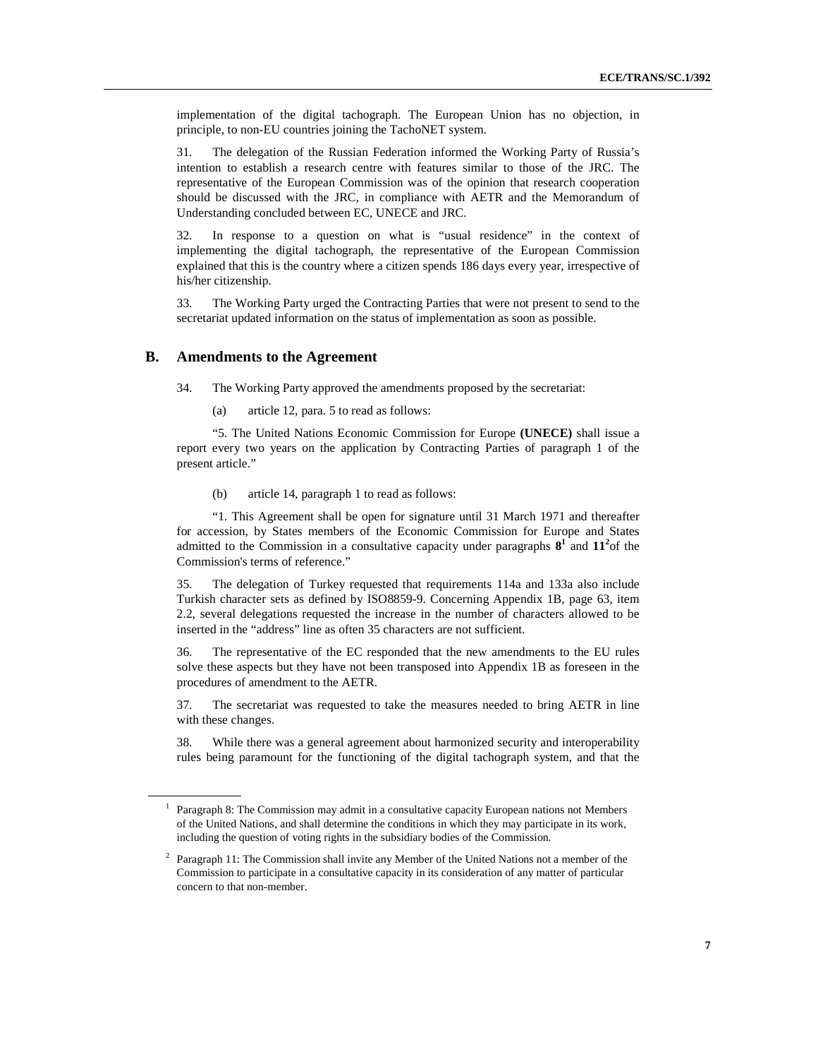implementation of the digital tachograph. The European Union has no objection, in principle, to non-EU countries joining the TachoNET system.

31. The delegation of the Russian Federation informed the Working Party of Russia's intention to establish a research centre with features similar to those of the JRC. The representative of the European Commission was of the opinion that research cooperation should be discussed with the JRC, in compliance with AETR and the Memorandum of Understanding concluded between EC, UNECE and JRC.

32. In response to a question on what is "usual residence" in the context of implementing the digital tachograph, the representative of the European Commission explained that this is the country where a citizen spends 186 days every year, irrespective of his/her citizenship.

33. The Working Party urged the Contracting Parties that were not present to send to the secretariat updated information on the status of implementation as soon as possible.

## B. Amendments to the Agreement

34. The Working Party approved the amendments proposed by the secretariat:

(a) article 12, para. 5 to read as follows:

"5. The United Nations Economic Commission for Europe **(UNECE)** shall issue a report every two years on the application by Contracting Parties of paragraph 1 of the present article."

(b) article 14, paragraph 1 to read as follows:

"1. This Agreement shall be open for signature until 31 March 1971 and thereafter for accession, by States members of the Economic Commission for Europe and States admitted to the Commission in a consultative capacity under paragraphs **8**[1] and **11**[2] of the Commission's terms of reference."

35. The delegation of Turkey requested that requirements 114a and 133a also include Turkish character sets as defined by ISO8859-9. Concerning Appendix 1B, page 63, item 2.2, several delegations requested the increase in the number of characters allowed to be inserted in the "address" line as often 35 characters are not sufficient.

36. The representative of the EC responded that the new amendments to the EU rules solve these aspects but they have not been transposed into Appendix 1B as foreseen in the procedures of amendment to the AETR.

37. The secretariat was requested to take the measures needed to bring AETR in line with these changes.

38. While there was a general agreement about harmonized security and interoperability rules being paramount for the functioning of the digital tachograph system, and that the

---

[1] Paragraph 8: The Commission may admit in a consultative capacity European nations not Members of the United Nations, and shall determine the conditions in which they may participate in its work, including the question of voting rights in the subsidiary bodies of the Commission.

[2] Paragraph 11: The Commission shall invite any Member of the United Nations not a member of the Commission to participate in a consultative capacity in its consideration of any matter of particular concern to that non-member.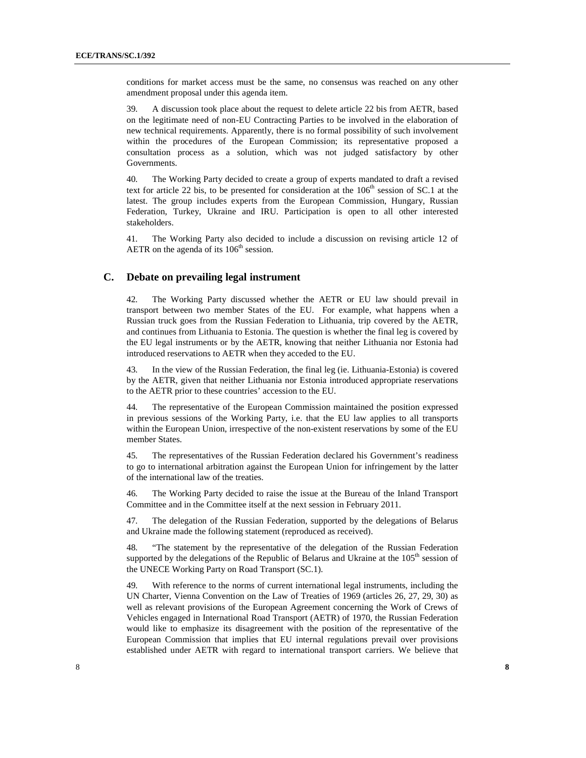conditions for market access must be the same, no consensus was reached on any other amendment proposal under this agenda item.

39. A discussion took place about the request to delete article 22 bis from AETR, based on the legitimate need of non-EU Contracting Parties to be involved in the elaboration of new technical requirements. Apparently, there is no formal possibility of such involvement within the procedures of the European Commission; its representative proposed a consultation process as a solution, which was not judged satisfactory by other Governments.

40. The Working Party decided to create a group of experts mandated to draft a revised text for article 22 bis, to be presented for consideration at the 106th session of SC.1 at the latest. The group includes experts from the European Commission, Hungary, Russian Federation, Turkey, Ukraine and IRU. Participation is open to all other interested stakeholders.

41. The Working Party also decided to include a discussion on revising article 12 of AETR on the agenda of its 106th session.

## C. Debate on prevailing legal instrument

42. The Working Party discussed whether the AETR or EU law should prevail in transport between two member States of the EU. For example, what happens when a Russian truck goes from the Russian Federation to Lithuania, trip covered by the AETR, and continues from Lithuania to Estonia. The question is whether the final leg is covered by the EU legal instruments or by the AETR, knowing that neither Lithuania nor Estonia had introduced reservations to AETR when they acceded to the EU.

43. In the view of the Russian Federation, the final leg (ie. Lithuania-Estonia) is covered by the AETR, given that neither Lithuania nor Estonia introduced appropriate reservations to the AETR prior to these countries' accession to the EU.

44. The representative of the European Commission maintained the position expressed in previous sessions of the Working Party, i.e. that the EU law applies to all transports within the European Union, irrespective of the non-existent reservations by some of the EU member States.

45. The representatives of the Russian Federation declared his Government's readiness to go to international arbitration against the European Union for infringement by the latter of the international law of the treaties.

46. The Working Party decided to raise the issue at the Bureau of the Inland Transport Committee and in the Committee itself at the next session in February 2011.

47. The delegation of the Russian Federation, supported by the delegations of Belarus and Ukraine made the following statement (reproduced as received).

48. "The statement by the representative of the delegation of the Russian Federation supported by the delegations of the Republic of Belarus and Ukraine at the 105th session of the UNECE Working Party on Road Transport (SC.1).

49. With reference to the norms of current international legal instruments, including the UN Charter, Vienna Convention on the Law of Treaties of 1969 (articles 26, 27, 29, 30) as well as relevant provisions of the European Agreement concerning the Work of Crews of Vehicles engaged in International Road Transport (AETR) of 1970, the Russian Federation would like to emphasize its disagreement with the position of the representative of the European Commission that implies that EU internal regulations prevail over provisions established under AETR with regard to international transport carriers. We believe that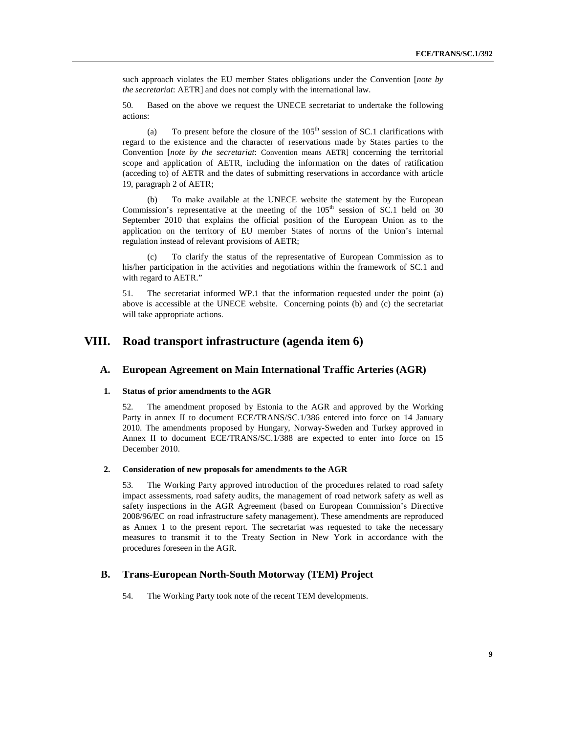such approach violates the EU member States obligations under the Convention [*note by the secretariat*: AETR] and does not comply with the international law.

50. Based on the above we request the UNECE secretariat to undertake the following actions:

(a) To present before the closure of the 105th session of SC.1 clarifications with regard to the existence and the character of reservations made by States parties to the Convention [*note by the secretariat*: Convention means AETR] concerning the territorial scope and application of AETR, including the information on the dates of ratification (acceding to) of AETR and the dates of submitting reservations in accordance with article 19, paragraph 2 of AETR;

(b) To make available at the UNECE website the statement by the European Commission's representative at the meeting of the 105th session of SC.1 held on 30 September 2010 that explains the official position of the European Union as to the application on the territory of EU member States of norms of the Union's internal regulation instead of relevant provisions of AETR;

(c) To clarify the status of the representative of European Commission as to his/her participation in the activities and negotiations within the framework of SC.1 and with regard to AETR."

51. The secretariat informed WP.1 that the information requested under the point (a) above is accessible at the UNECE website. Concerning points (b) and (c) the secretariat will take appropriate actions.

# VIII. Road transport infrastructure (agenda item 6)

## A. European Agreement on Main International Traffic Arteries (AGR)

### 1. Status of prior amendments to the AGR

52. The amendment proposed by Estonia to the AGR and approved by the Working Party in annex II to document ECE/TRANS/SC.1/386 entered into force on 14 January 2010. The amendments proposed by Hungary, Norway-Sweden and Turkey approved in Annex II to document ECE/TRANS/SC.1/388 are expected to enter into force on 15 December 2010.

### 2. Consideration of new proposals for amendments to the AGR

53. The Working Party approved introduction of the procedures related to road safety impact assessments, road safety audits, the management of road network safety as well as safety inspections in the AGR Agreement (based on European Commission's Directive 2008/96/EC on road infrastructure safety management). These amendments are reproduced as Annex 1 to the present report. The secretariat was requested to take the necessary measures to transmit it to the Treaty Section in New York in accordance with the procedures foreseen in the AGR.

## B. Trans-European North-South Motorway (TEM) Project

54. The Working Party took note of the recent TEM developments.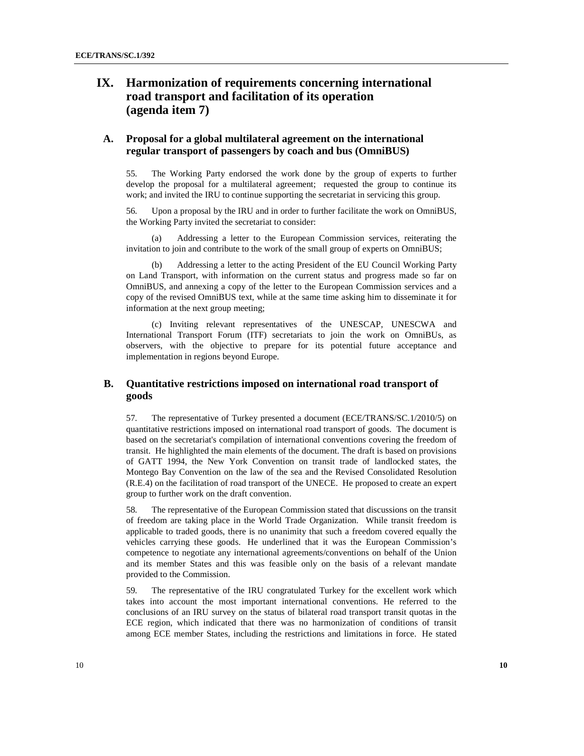# IX. Harmonization of requirements concerning international road transport and facilitation of its operation (agenda item 7)

## A. Proposal for a global multilateral agreement on the international regular transport of passengers by coach and bus (OmniBUS)

55. The Working Party endorsed the work done by the group of experts to further develop the proposal for a multilateral agreement; requested the group to continue its work; and invited the IRU to continue supporting the secretariat in servicing this group.

56. Upon a proposal by the IRU and in order to further facilitate the work on OmniBUS, the Working Party invited the secretariat to consider:

(a) Addressing a letter to the European Commission services, reiterating the invitation to join and contribute to the work of the small group of experts on OmniBUS;

(b) Addressing a letter to the acting President of the EU Council Working Party on Land Transport, with information on the current status and progress made so far on OmniBUS, and annexing a copy of the letter to the European Commission services and a copy of the revised OmniBUS text, while at the same time asking him to disseminate it for information at the next group meeting;

(c) Inviting relevant representatives of the UNESCAP, UNESCWA and International Transport Forum (ITF) secretariats to join the work on OmniBUs, as observers, with the objective to prepare for its potential future acceptance and implementation in regions beyond Europe.

## B. Quantitative restrictions imposed on international road transport of goods

57. The representative of Turkey presented a document (ECE/TRANS/SC.1/2010/5) on quantitative restrictions imposed on international road transport of goods. The document is based on the secretariat's compilation of international conventions covering the freedom of transit. He highlighted the main elements of the document. The draft is based on provisions of GATT 1994, the New York Convention on transit trade of landlocked states, the Montego Bay Convention on the law of the sea and the Revised Consolidated Resolution (R.E.4) on the facilitation of road transport of the UNECE. He proposed to create an expert group to further work on the draft convention.

58. The representative of the European Commission stated that discussions on the transit of freedom are taking place in the World Trade Organization. While transit freedom is applicable to traded goods, there is no unanimity that such a freedom covered equally the vehicles carrying these goods. He underlined that it was the European Commission's competence to negotiate any international agreements/conventions on behalf of the Union and its member States and this was feasible only on the basis of a relevant mandate provided to the Commission.

59. The representative of the IRU congratulated Turkey for the excellent work which takes into account the most important international conventions. He referred to the conclusions of an IRU survey on the status of bilateral road transport transit quotas in the ECE region, which indicated that there was no harmonization of conditions of transit among ECE member States, including the restrictions and limitations in force. He stated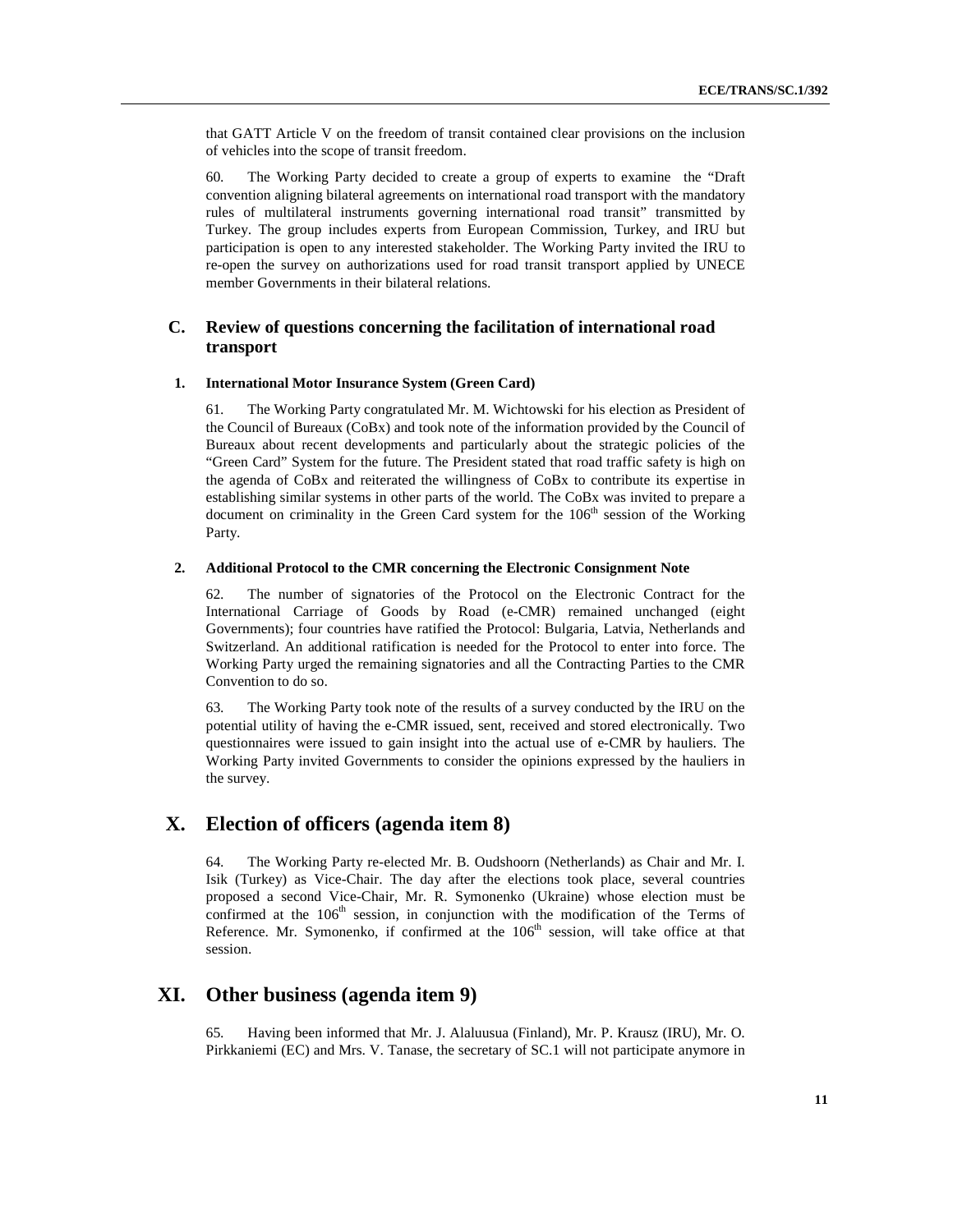that GATT Article V on the freedom of transit contained clear provisions on the inclusion of vehicles into the scope of transit freedom.

60. The Working Party decided to create a group of experts to examine the "Draft convention aligning bilateral agreements on international road transport with the mandatory rules of multilateral instruments governing international road transit" transmitted by Turkey. The group includes experts from European Commission, Turkey, and IRU but participation is open to any interested stakeholder. The Working Party invited the IRU to re-open the survey on authorizations used for road transit transport applied by UNECE member Governments in their bilateral relations.

## C. Review of questions concerning the facilitation of international road transport

### 1. International Motor Insurance System (Green Card)

61. The Working Party congratulated Mr. M. Wichtowski for his election as President of the Council of Bureaux (CoBx) and took note of the information provided by the Council of Bureaux about recent developments and particularly about the strategic policies of the "Green Card" System for the future. The President stated that road traffic safety is high on the agenda of CoBx and reiterated the willingness of CoBx to contribute its expertise in establishing similar systems in other parts of the world. The CoBx was invited to prepare a document on criminality in the Green Card system for the 106th session of the Working Party.

### 2. Additional Protocol to the CMR concerning the Electronic Consignment Note

62. The number of signatories of the Protocol on the Electronic Contract for the International Carriage of Goods by Road (e-CMR) remained unchanged (eight Governments); four countries have ratified the Protocol: Bulgaria, Latvia, Netherlands and Switzerland. An additional ratification is needed for the Protocol to enter into force. The Working Party urged the remaining signatories and all the Contracting Parties to the CMR Convention to do so.

63. The Working Party took note of the results of a survey conducted by the IRU on the potential utility of having the e-CMR issued, sent, received and stored electronically. Two questionnaires were issued to gain insight into the actual use of e-CMR by hauliers. The Working Party invited Governments to consider the opinions expressed by the hauliers in the survey.

# X. Election of officers (agenda item 8)

64. The Working Party re-elected Mr. B. Oudshoorn (Netherlands) as Chair and Mr. I. Isik (Turkey) as Vice-Chair. The day after the elections took place, several countries proposed a second Vice-Chair, Mr. R. Symonenko (Ukraine) whose election must be confirmed at the 106th session, in conjunction with the modification of the Terms of Reference. Mr. Symonenko, if confirmed at the 106th session, will take office at that session.

# XI. Other business (agenda item 9)

65. Having been informed that Mr. J. Alaluusua (Finland), Mr. P. Krausz (IRU), Mr. O. Pirkkaniemi (EC) and Mrs. V. Tanase, the secretary of SC.1 will not participate anymore in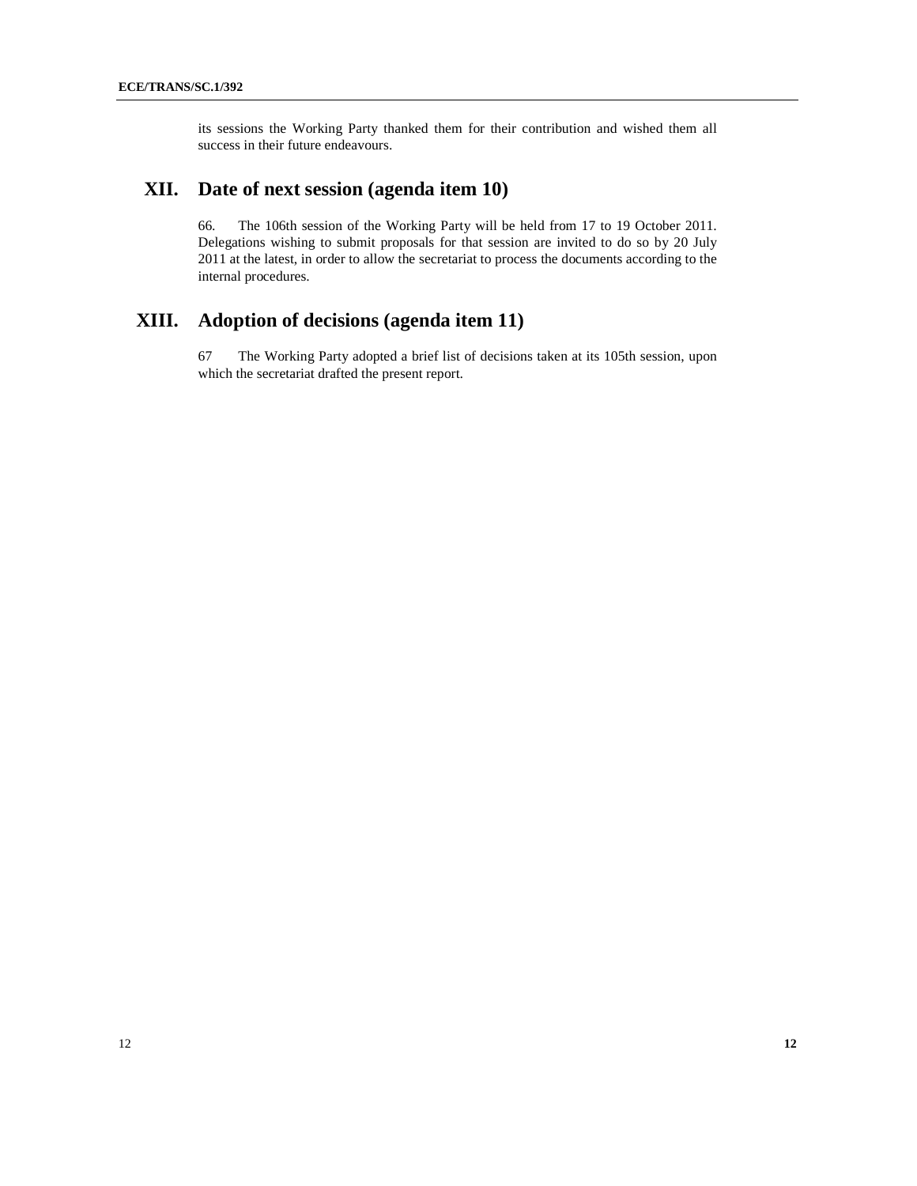its sessions the Working Party thanked them for their contribution and wished them all success in their future endeavours.

## XII. Date of next session (agenda item 10)

66. The 106th session of the Working Party will be held from 17 to 19 October 2011. Delegations wishing to submit proposals for that session are invited to do so by 20 July 2011 at the latest, in order to allow the secretariat to process the documents according to the internal procedures.

## XIII. Adoption of decisions (agenda item 11)

67 The Working Party adopted a brief list of decisions taken at its 105th session, upon which the secretariat drafted the present report.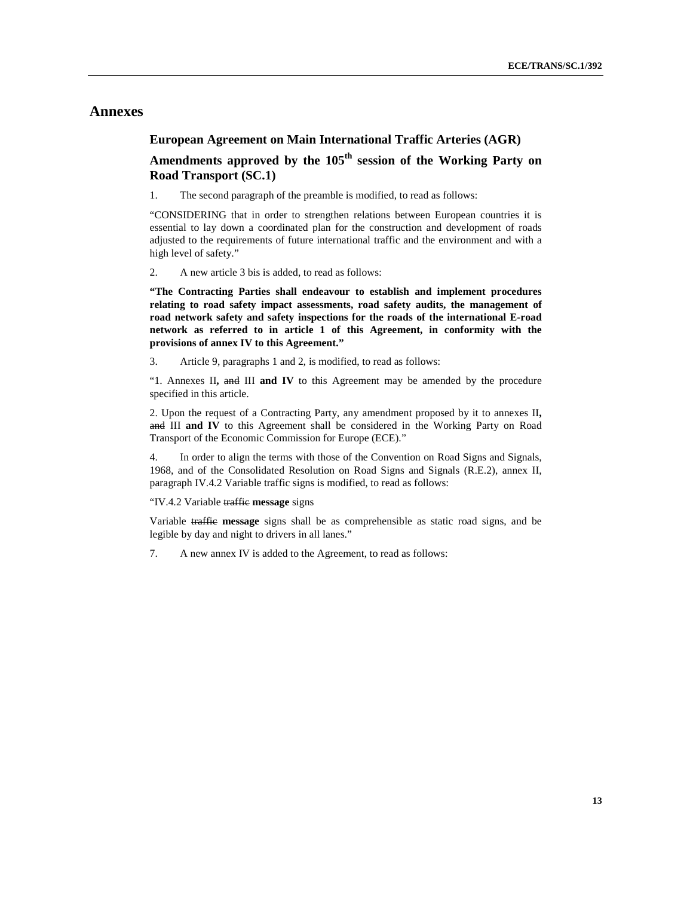# Annexes

### European Agreement on Main International Traffic Arteries (AGR)

### Amendments approved by the 105th session of the Working Party on Road Transport (SC.1)

1. The second paragraph of the preamble is modified, to read as follows:

"CONSIDERING that in order to strengthen relations between European countries it is essential to lay down a coordinated plan for the construction and development of roads adjusted to the requirements of future international traffic and the environment and with a high level of safety."

2. A new article 3 bis is added, to read as follows:

**"The Contracting Parties shall endeavour to establish and implement procedures relating to road safety impact assessments, road safety audits, the management of road network safety and safety inspections for the roads of the international E-road network as referred to in article 1 of this Agreement, in conformity with the provisions of annex IV to this Agreement."**

3. Article 9, paragraphs 1 and 2, is modified, to read as follows:

"1. Annexes II**,** ~~and~~ III **and IV** to this Agreement may be amended by the procedure specified in this article.

2. Upon the request of a Contracting Party, any amendment proposed by it to annexes II**,** ~~and~~ III **and IV** to this Agreement shall be considered in the Working Party on Road Transport of the Economic Commission for Europe (ECE)."

4. In order to align the terms with those of the Convention on Road Signs and Signals, 1968, and of the Consolidated Resolution on Road Signs and Signals (R.E.2), annex II, paragraph IV.4.2 Variable traffic signs is modified, to read as follows:

"IV.4.2 Variable ~~traffic~~ **message** signs

Variable ~~traffic~~ **message** signs shall be as comprehensible as static road signs, and be legible by day and night to drivers in all lanes."

7. A new annex IV is added to the Agreement, to read as follows: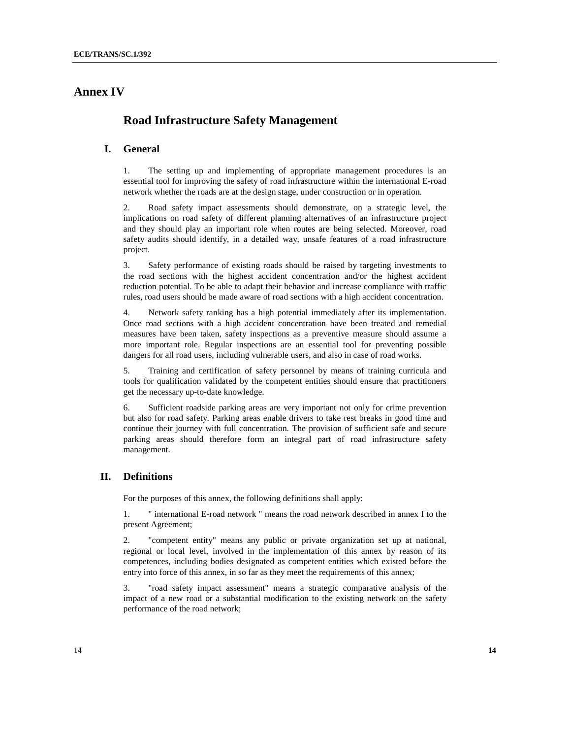# Annex IV

## Road Infrastructure Safety Management

### I. General

1. The setting up and implementing of appropriate management procedures is an essential tool for improving the safety of road infrastructure within the international E-road network whether the roads are at the design stage, under construction or in operation.

2. Road safety impact assessments should demonstrate, on a strategic level, the implications on road safety of different planning alternatives of an infrastructure project and they should play an important role when routes are being selected. Moreover, road safety audits should identify, in a detailed way, unsafe features of a road infrastructure project.

3. Safety performance of existing roads should be raised by targeting investments to the road sections with the highest accident concentration and/or the highest accident reduction potential. To be able to adapt their behavior and increase compliance with traffic rules, road users should be made aware of road sections with a high accident concentration.

4. Network safety ranking has a high potential immediately after its implementation. Once road sections with a high accident concentration have been treated and remedial measures have been taken, safety inspections as a preventive measure should assume a more important role. Regular inspections are an essential tool for preventing possible dangers for all road users, including vulnerable users, and also in case of road works.

5. Training and certification of safety personnel by means of training curricula and tools for qualification validated by the competent entities should ensure that practitioners get the necessary up-to-date knowledge.

6. Sufficient roadside parking areas are very important not only for crime prevention but also for road safety. Parking areas enable drivers to take rest breaks in good time and continue their journey with full concentration. The provision of sufficient safe and secure parking areas should therefore form an integral part of road infrastructure safety management.

### II. Definitions

For the purposes of this annex, the following definitions shall apply:

1. " international E-road network " means the road network described in annex I to the present Agreement;

2. "competent entity" means any public or private organization set up at national, regional or local level, involved in the implementation of this annex by reason of its competences, including bodies designated as competent entities which existed before the entry into force of this annex, in so far as they meet the requirements of this annex;

3. "road safety impact assessment" means a strategic comparative analysis of the impact of a new road or a substantial modification to the existing network on the safety performance of the road network;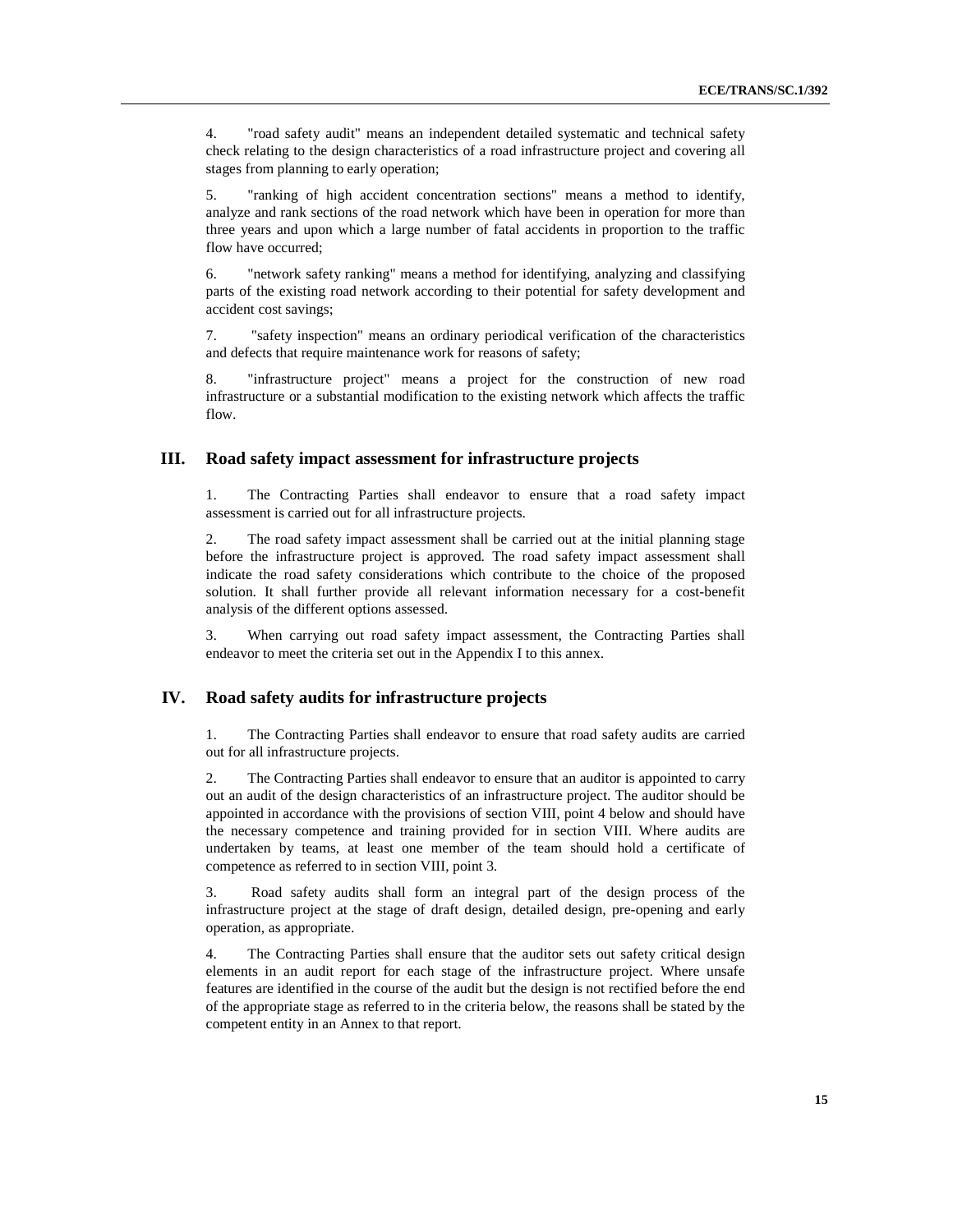4. "road safety audit" means an independent detailed systematic and technical safety check relating to the design characteristics of a road infrastructure project and covering all stages from planning to early operation;

5. "ranking of high accident concentration sections" means a method to identify, analyze and rank sections of the road network which have been in operation for more than three years and upon which a large number of fatal accidents in proportion to the traffic flow have occurred;

6. "network safety ranking" means a method for identifying, analyzing and classifying parts of the existing road network according to their potential for safety development and accident cost savings;

7. "safety inspection" means an ordinary periodical verification of the characteristics and defects that require maintenance work for reasons of safety;

8. "infrastructure project" means a project for the construction of new road infrastructure or a substantial modification to the existing network which affects the traffic flow.

## III. Road safety impact assessment for infrastructure projects

1. The Contracting Parties shall endeavor to ensure that a road safety impact assessment is carried out for all infrastructure projects.

2. The road safety impact assessment shall be carried out at the initial planning stage before the infrastructure project is approved. The road safety impact assessment shall indicate the road safety considerations which contribute to the choice of the proposed solution. It shall further provide all relevant information necessary for a cost-benefit analysis of the different options assessed.

3. When carrying out road safety impact assessment, the Contracting Parties shall endeavor to meet the criteria set out in the Appendix I to this annex.

## IV. Road safety audits for infrastructure projects

1. The Contracting Parties shall endeavor to ensure that road safety audits are carried out for all infrastructure projects.

2. The Contracting Parties shall endeavor to ensure that an auditor is appointed to carry out an audit of the design characteristics of an infrastructure project. The auditor should be appointed in accordance with the provisions of section VIII, point 4 below and should have the necessary competence and training provided for in section VIII. Where audits are undertaken by teams, at least one member of the team should hold a certificate of competence as referred to in section VIII, point 3.

3. Road safety audits shall form an integral part of the design process of the infrastructure project at the stage of draft design, detailed design, pre-opening and early operation, as appropriate.

4. The Contracting Parties shall ensure that the auditor sets out safety critical design elements in an audit report for each stage of the infrastructure project. Where unsafe features are identified in the course of the audit but the design is not rectified before the end of the appropriate stage as referred to in the criteria below, the reasons shall be stated by the competent entity in an Annex to that report.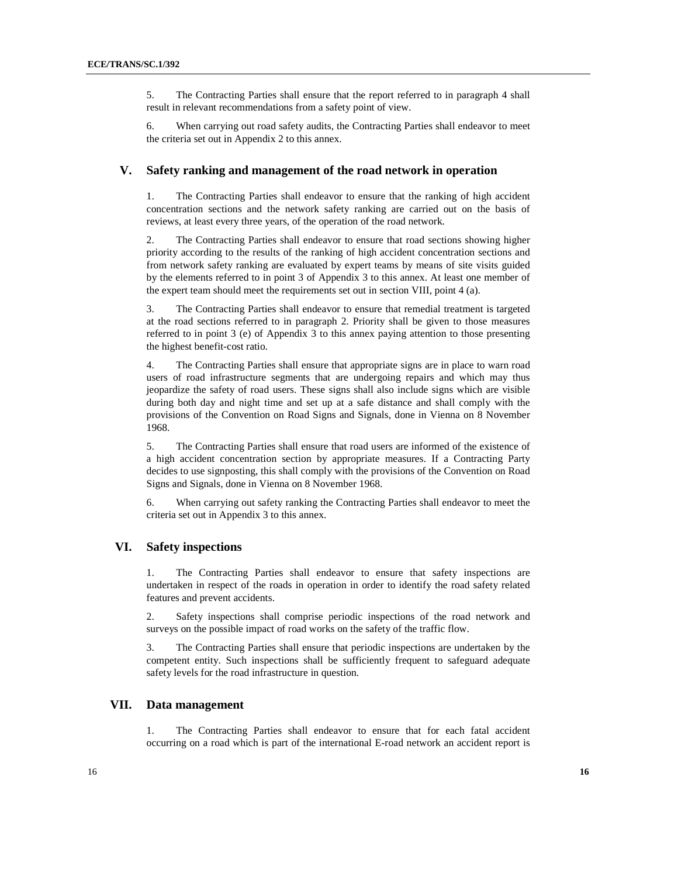5. The Contracting Parties shall ensure that the report referred to in paragraph 4 shall result in relevant recommendations from a safety point of view.

6. When carrying out road safety audits, the Contracting Parties shall endeavor to meet the criteria set out in Appendix 2 to this annex.

## V. Safety ranking and management of the road network in operation

1. The Contracting Parties shall endeavor to ensure that the ranking of high accident concentration sections and the network safety ranking are carried out on the basis of reviews, at least every three years, of the operation of the road network.

2. The Contracting Parties shall endeavor to ensure that road sections showing higher priority according to the results of the ranking of high accident concentration sections and from network safety ranking are evaluated by expert teams by means of site visits guided by the elements referred to in point 3 of Appendix 3 to this annex. At least one member of the expert team should meet the requirements set out in section VIII, point 4 (a).

3. The Contracting Parties shall endeavor to ensure that remedial treatment is targeted at the road sections referred to in paragraph 2. Priority shall be given to those measures referred to in point 3 (e) of Appendix 3 to this annex paying attention to those presenting the highest benefit-cost ratio.

4. The Contracting Parties shall ensure that appropriate signs are in place to warn road users of road infrastructure segments that are undergoing repairs and which may thus jeopardize the safety of road users. These signs shall also include signs which are visible during both day and night time and set up at a safe distance and shall comply with the provisions of the Convention on Road Signs and Signals, done in Vienna on 8 November 1968.

5. The Contracting Parties shall ensure that road users are informed of the existence of a high accident concentration section by appropriate measures. If a Contracting Party decides to use signposting, this shall comply with the provisions of the Convention on Road Signs and Signals, done in Vienna on 8 November 1968.

6. When carrying out safety ranking the Contracting Parties shall endeavor to meet the criteria set out in Appendix 3 to this annex.

## VI. Safety inspections

1. The Contracting Parties shall endeavor to ensure that safety inspections are undertaken in respect of the roads in operation in order to identify the road safety related features and prevent accidents.

2. Safety inspections shall comprise periodic inspections of the road network and surveys on the possible impact of road works on the safety of the traffic flow.

3. The Contracting Parties shall ensure that periodic inspections are undertaken by the competent entity. Such inspections shall be sufficiently frequent to safeguard adequate safety levels for the road infrastructure in question.

## VII. Data management

1. The Contracting Parties shall endeavor to ensure that for each fatal accident occurring on a road which is part of the international E-road network an accident report is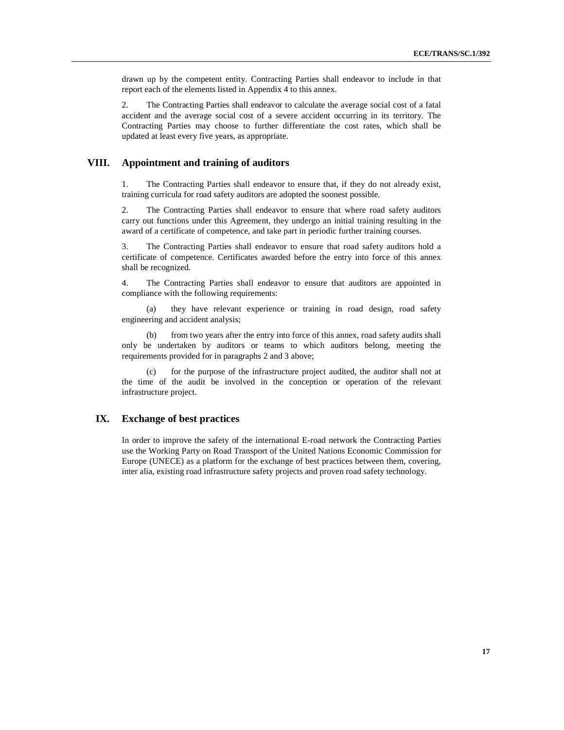drawn up by the competent entity. Contracting Parties shall endeavor to include in that report each of the elements listed in Appendix 4 to this annex.

2. The Contracting Parties shall endeavor to calculate the average social cost of a fatal accident and the average social cost of a severe accident occurring in its territory. The Contracting Parties may choose to further differentiate the cost rates, which shall be updated at least every five years, as appropriate.

## VIII. Appointment and training of auditors

1. The Contracting Parties shall endeavor to ensure that, if they do not already exist, training curricula for road safety auditors are adopted the soonest possible.

2. The Contracting Parties shall endeavor to ensure that where road safety auditors carry out functions under this Agreement, they undergo an initial training resulting in the award of a certificate of competence, and take part in periodic further training courses.

3. The Contracting Parties shall endeavor to ensure that road safety auditors hold a certificate of competence. Certificates awarded before the entry into force of this annex shall be recognized.

4. The Contracting Parties shall endeavor to ensure that auditors are appointed in compliance with the following requirements:

(a) they have relevant experience or training in road design, road safety engineering and accident analysis;

(b) from two years after the entry into force of this annex, road safety audits shall only be undertaken by auditors or teams to which auditors belong, meeting the requirements provided for in paragraphs 2 and 3 above;

(c) for the purpose of the infrastructure project audited, the auditor shall not at the time of the audit be involved in the conception or operation of the relevant infrastructure project.

## IX. Exchange of best practices

In order to improve the safety of the international E-road network the Contracting Parties use the Working Party on Road Transport of the United Nations Economic Commission for Europe (UNECE) as a platform for the exchange of best practices between them, covering, inter alia, existing road infrastructure safety projects and proven road safety technology.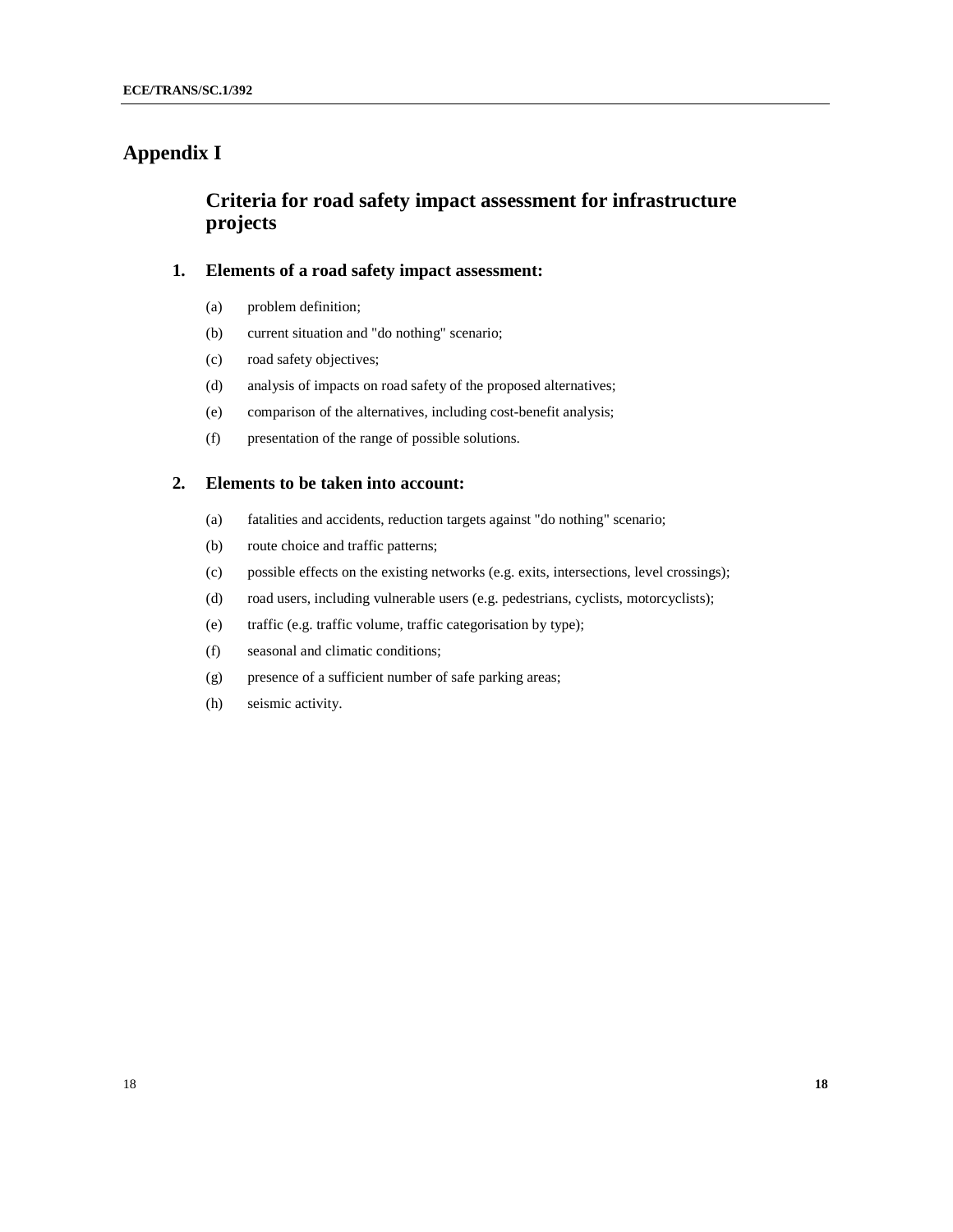# Appendix I

## Criteria for road safety impact assessment for infrastructure projects

### 1. Elements of a road safety impact assessment:

(a) problem definition;

(b) current situation and "do nothing" scenario;

(c) road safety objectives;

(d) analysis of impacts on road safety of the proposed alternatives;

(e) comparison of the alternatives, including cost-benefit analysis;

(f) presentation of the range of possible solutions.

### 2. Elements to be taken into account:

(a) fatalities and accidents, reduction targets against "do nothing" scenario;

(b) route choice and traffic patterns;

(c) possible effects on the existing networks (e.g. exits, intersections, level crossings);

(d) road users, including vulnerable users (e.g. pedestrians, cyclists, motorcyclists);

(e) traffic (e.g. traffic volume, traffic categorisation by type);

(f) seasonal and climatic conditions;

(g) presence of a sufficient number of safe parking areas;

(h) seismic activity.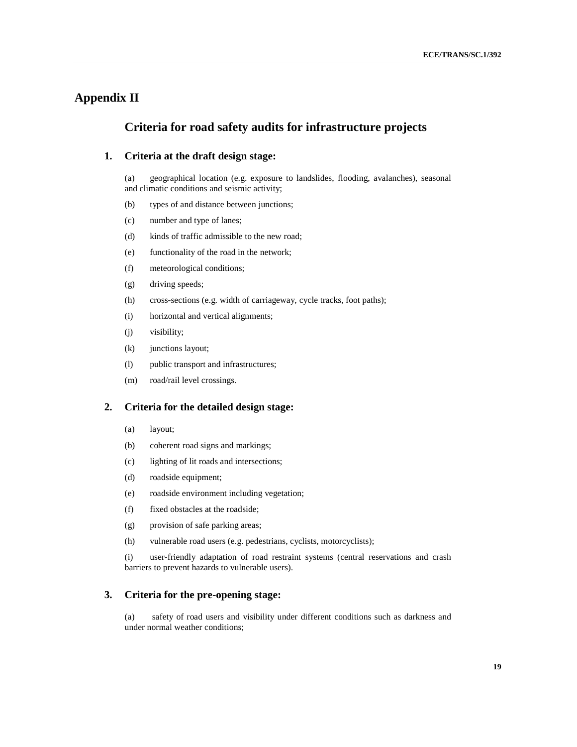# Appendix II

## Criteria for road safety audits for infrastructure projects

### 1. Criteria at the draft design stage:

(a) geographical location (e.g. exposure to landslides, flooding, avalanches), seasonal and climatic conditions and seismic activity;

(b) types of and distance between junctions;

(c) number and type of lanes;

(d) kinds of traffic admissible to the new road;

(e) functionality of the road in the network;

(f) meteorological conditions;

(g) driving speeds;

(h) cross-sections (e.g. width of carriageway, cycle tracks, foot paths);

(i) horizontal and vertical alignments;

(j) visibility;

(k) junctions layout;

(l) public transport and infrastructures;

(m) road/rail level crossings.

### 2. Criteria for the detailed design stage:

(a) layout;

(b) coherent road signs and markings;

(c) lighting of lit roads and intersections;

(d) roadside equipment;

(e) roadside environment including vegetation;

(f) fixed obstacles at the roadside;

(g) provision of safe parking areas;

(h) vulnerable road users (e.g. pedestrians, cyclists, motorcyclists);

(i) user-friendly adaptation of road restraint systems (central reservations and crash barriers to prevent hazards to vulnerable users).

### 3. Criteria for the pre-opening stage:

(a) safety of road users and visibility under different conditions such as darkness and under normal weather conditions;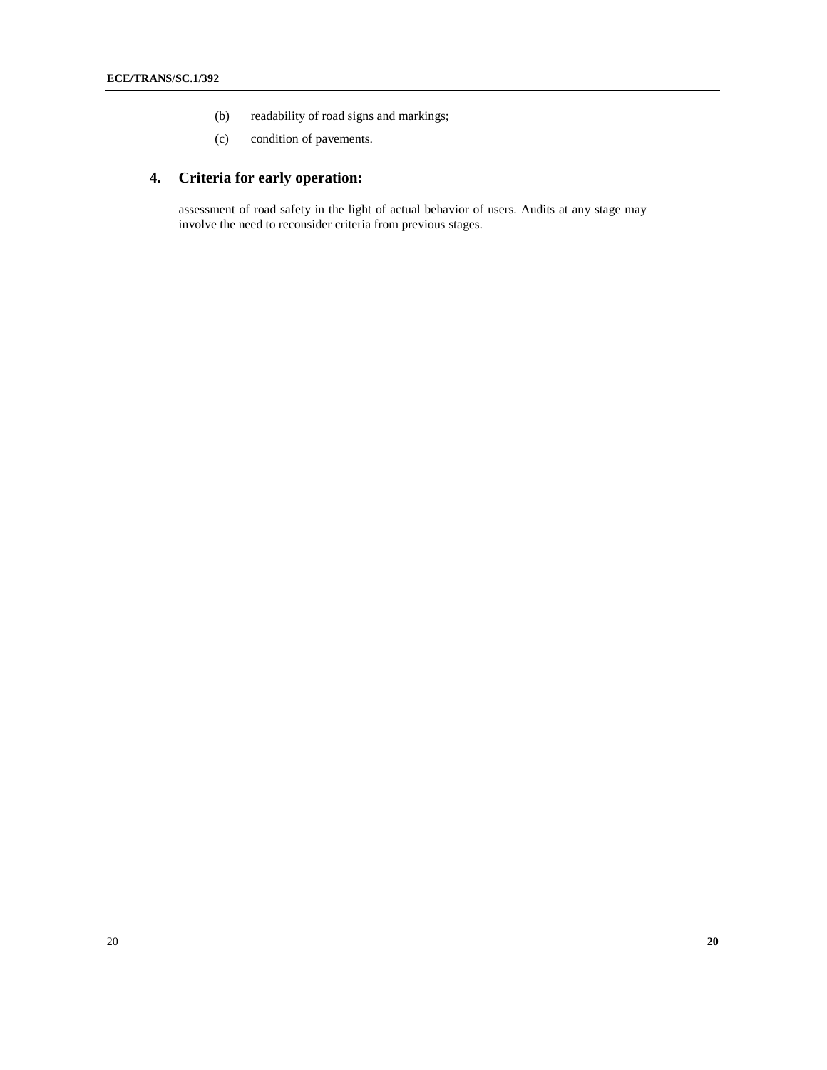(b) readability of road signs and markings;

(c) condition of pavements.

## 4. Criteria for early operation:

assessment of road safety in the light of actual behavior of users. Audits at any stage may involve the need to reconsider criteria from previous stages.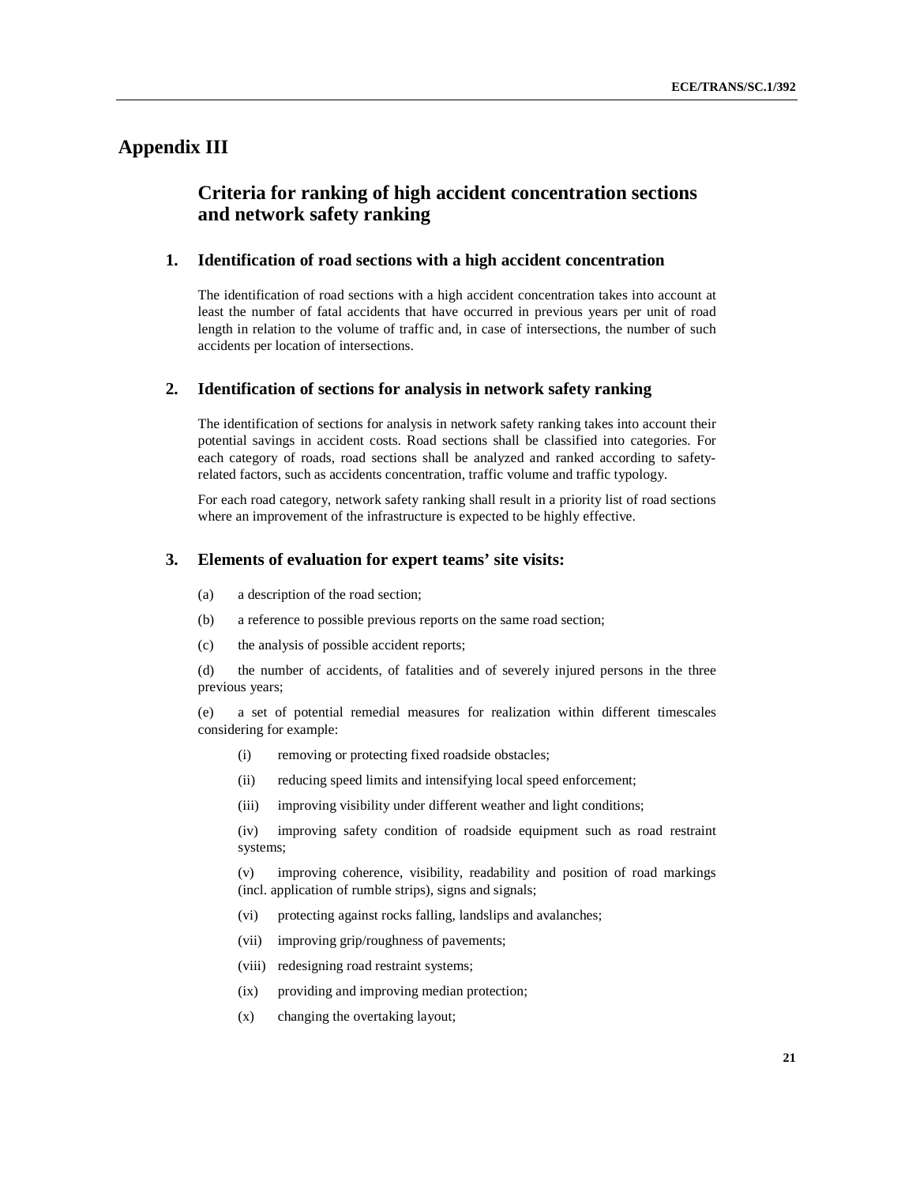# Appendix III

## Criteria for ranking of high accident concentration sections and network safety ranking

### 1. Identification of road sections with a high accident concentration

The identification of road sections with a high accident concentration takes into account at least the number of fatal accidents that have occurred in previous years per unit of road length in relation to the volume of traffic and, in case of intersections, the number of such accidents per location of intersections.

### 2. Identification of sections for analysis in network safety ranking

The identification of sections for analysis in network safety ranking takes into account their potential savings in accident costs. Road sections shall be classified into categories. For each category of roads, road sections shall be analyzed and ranked according to safety-related factors, such as accidents concentration, traffic volume and traffic typology.

For each road category, network safety ranking shall result in a priority list of road sections where an improvement of the infrastructure is expected to be highly effective.

### 3. Elements of evaluation for expert teams' site visits:

(a) a description of the road section;

(b) a reference to possible previous reports on the same road section;

(c) the analysis of possible accident reports;

(d) the number of accidents, of fatalities and of severely injured persons in the three previous years;

(e) a set of potential remedial measures for realization within different timescales considering for example:

- (i) removing or protecting fixed roadside obstacles;
- (ii) reducing speed limits and intensifying local speed enforcement;
- (iii) improving visibility under different weather and light conditions;
- (iv) improving safety condition of roadside equipment such as road restraint systems;
- (v) improving coherence, visibility, readability and position of road markings (incl. application of rumble strips), signs and signals;
- (vi) protecting against rocks falling, landslips and avalanches;
- (vii) improving grip/roughness of pavements;
- (viii) redesigning road restraint systems;
- (ix) providing and improving median protection;
- (x) changing the overtaking layout;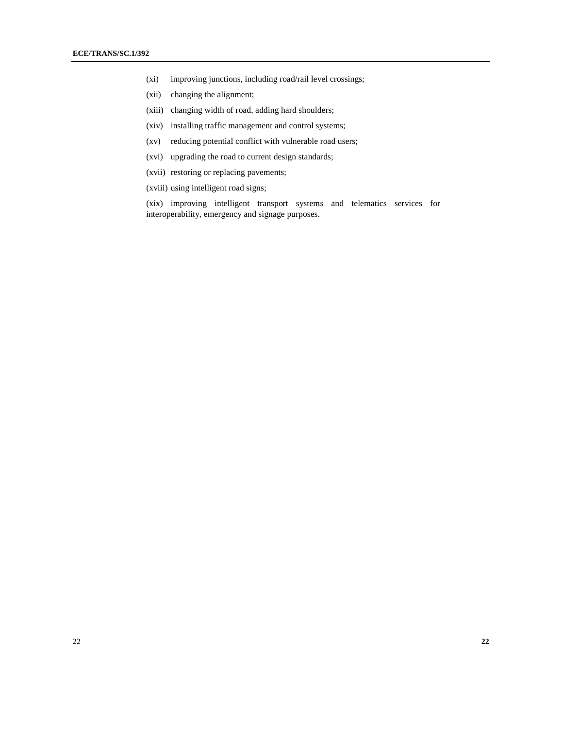(xi) improving junctions, including road/rail level crossings;

(xii) changing the alignment;

(xiii) changing width of road, adding hard shoulders;

(xiv) installing traffic management and control systems;

(xv) reducing potential conflict with vulnerable road users;

(xvi) upgrading the road to current design standards;

(xvii) restoring or replacing pavements;

(xviii) using intelligent road signs;

(xix) improving intelligent transport systems and telematics services for interoperability, emergency and signage purposes.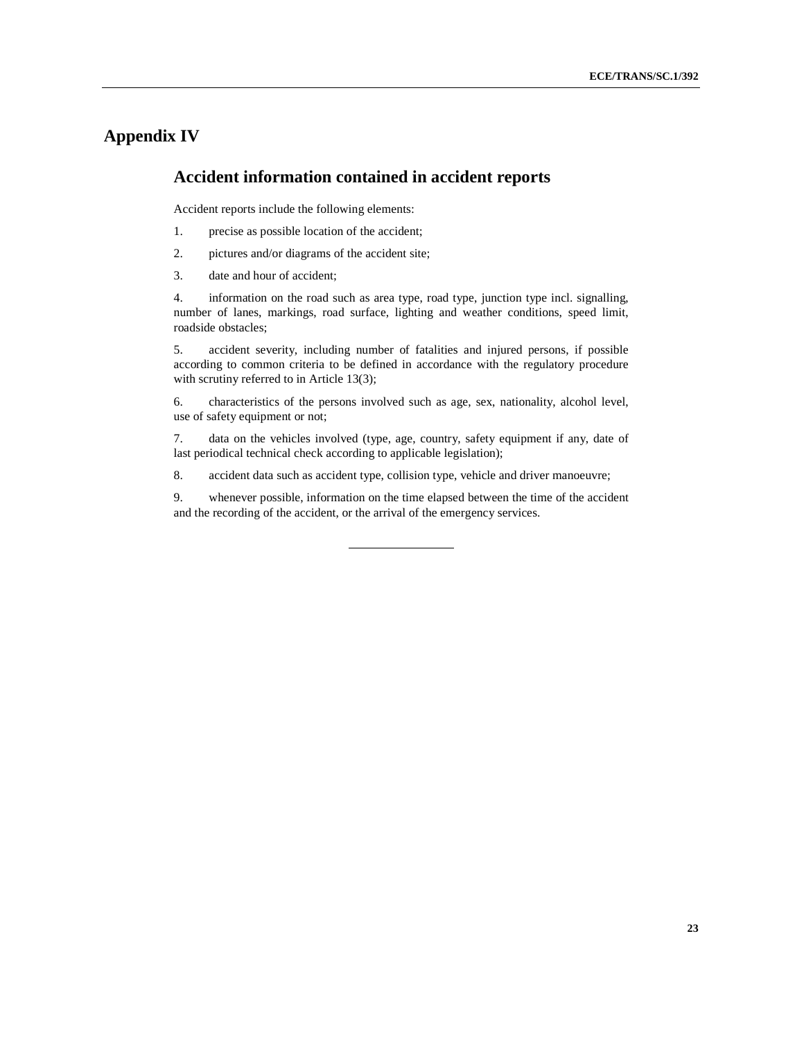# Appendix IV

## Accident information contained in accident reports

Accident reports include the following elements:

1. precise as possible location of the accident;

2. pictures and/or diagrams of the accident site;

3. date and hour of accident;

4. information on the road such as area type, road type, junction type incl. signalling, number of lanes, markings, road surface, lighting and weather conditions, speed limit, roadside obstacles;

5. accident severity, including number of fatalities and injured persons, if possible according to common criteria to be defined in accordance with the regulatory procedure with scrutiny referred to in Article 13(3);

6. characteristics of the persons involved such as age, sex, nationality, alcohol level, use of safety equipment or not;

7. data on the vehicles involved (type, age, country, safety equipment if any, date of last periodical technical check according to applicable legislation);

8. accident data such as accident type, collision type, vehicle and driver manoeuvre;

9. whenever possible, information on the time elapsed between the time of the accident and the recording of the accident, or the arrival of the emergency services.